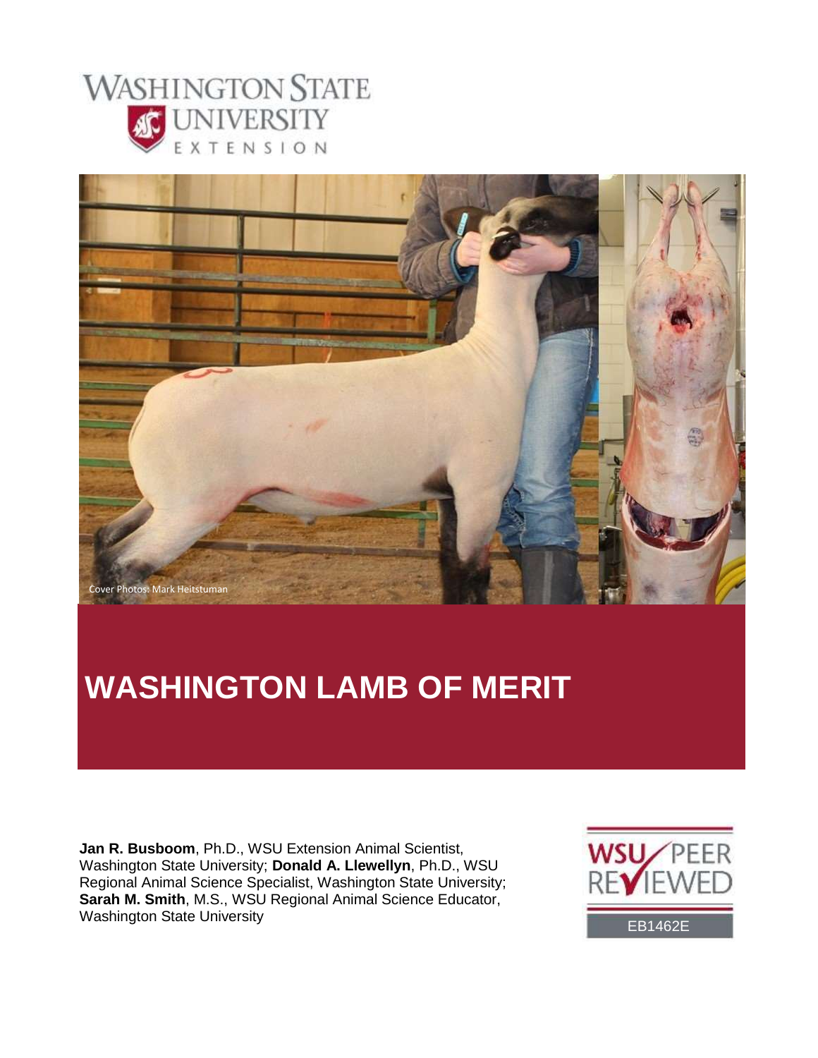WASHINGTON STATE UNIVERSITY EXTENSION

Cover Photos: Mark Heitstuman

# WASHINGTON LAMB OF MERIT

**Jan R. Busboom**, Ph.D., WSU Extension Animal Scientist, Washington State University; **Donald A. Llewellyn**, Ph.D., WSU Regional Animal Science Specialist, Washington State University; **Sarah M. Smith**, M.S., WSU Regional Animal Science Educator, Washington State University

WSU PEER REVIEWED

EB1462E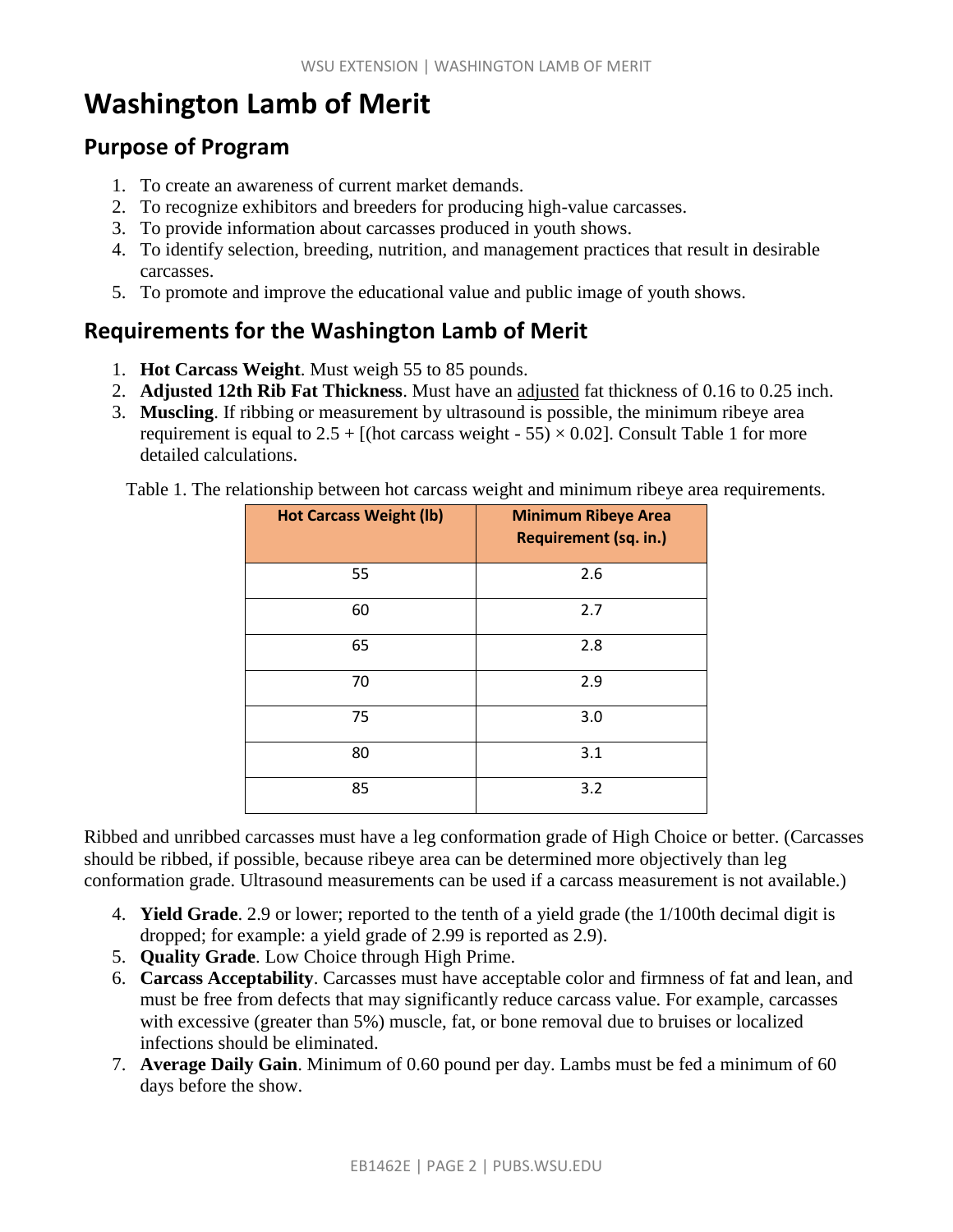# Washington Lamb of Merit

## Purpose of Program

1. To create an awareness of current market demands.
2. To recognize exhibitors and breeders for producing high-value carcasses.
3. To provide information about carcasses produced in youth shows.
4. To identify selection, breeding, nutrition, and management practices that result in desirable carcasses.
5. To promote and improve the educational value and public image of youth shows.

## Requirements for the Washington Lamb of Merit

1. **Hot Carcass Weight**. Must weigh 55 to 85 pounds.
2. **Adjusted 12th Rib Fat Thickness**. Must have an adjusted fat thickness of 0.16 to 0.25 inch.
3. **Muscling**. If ribbing or measurement by ultrasound is possible, the minimum ribeye area requirement is equal to 2.5 + [(hot carcass weight - 55) × 0.02]. Consult Table 1 for more detailed calculations.

Table 1. The relationship between hot carcass weight and minimum ribeye area requirements.

| Hot Carcass Weight (lb) | Minimum Ribeye Area Requirement (sq. in.) |
|---|---|
| 55 | 2.6 |
| 60 | 2.7 |
| 65 | 2.8 |
| 70 | 2.9 |
| 75 | 3.0 |
| 80 | 3.1 |
| 85 | 3.2 |

Ribbed and unribbed carcasses must have a leg conformation grade of High Choice or better. (Carcasses should be ribbed, if possible, because ribeye area can be determined more objectively than leg conformation grade. Ultrasound measurements can be used if a carcass measurement is not available.)

4. **Yield Grade**. 2.9 or lower; reported to the tenth of a yield grade (the 1/100th decimal digit is dropped; for example: a yield grade of 2.99 is reported as 2.9).
5. **Quality Grade**. Low Choice through High Prime.
6. **Carcass Acceptability**. Carcasses must have acceptable color and firmness of fat and lean, and must be free from defects that may significantly reduce carcass value. For example, carcasses with excessive (greater than 5%) muscle, fat, or bone removal due to bruises or localized infections should be eliminated.
7. **Average Daily Gain**. Minimum of 0.60 pound per day. Lambs must be fed a minimum of 60 days before the show.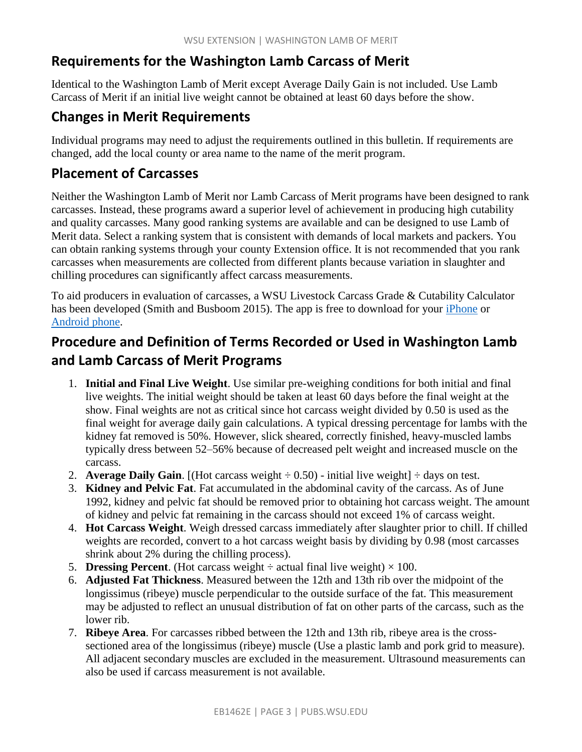## Requirements for the Washington Lamb Carcass of Merit

Identical to the Washington Lamb of Merit except Average Daily Gain is not included. Use Lamb Carcass of Merit if an initial live weight cannot be obtained at least 60 days before the show.

## Changes in Merit Requirements

Individual programs may need to adjust the requirements outlined in this bulletin. If requirements are changed, add the local county or area name to the name of the merit program.

## Placement of Carcasses

Neither the Washington Lamb of Merit nor Lamb Carcass of Merit programs have been designed to rank carcasses. Instead, these programs award a superior level of achievement in producing high cutability and quality carcasses. Many good ranking systems are available and can be designed to use Lamb of Merit data. Select a ranking system that is consistent with demands of local markets and packers. You can obtain ranking systems through your county Extension office. It is not recommended that you rank carcasses when measurements are collected from different plants because variation in slaughter and chilling procedures can significantly affect carcass measurements.

To aid producers in evaluation of carcasses, a WSU Livestock Carcass Grade & Cutability Calculator has been developed (Smith and Busboom 2015). The app is free to download for your iPhone or Android phone.

## Procedure and Definition of Terms Recorded or Used in Washington Lamb and Lamb Carcass of Merit Programs

1. **Initial and Final Live Weight**. Use similar pre-weighing conditions for both initial and final live weights. The initial weight should be taken at least 60 days before the final weight at the show. Final weights are not as critical since hot carcass weight divided by 0.50 is used as the final weight for average daily gain calculations. A typical dressing percentage for lambs with the kidney fat removed is 50%. However, slick sheared, correctly finished, heavy-muscled lambs typically dress between 52–56% because of decreased pelt weight and increased muscle on the carcass.
2. **Average Daily Gain**. [(Hot carcass weight ÷ 0.50) - initial live weight] ÷ days on test.
3. **Kidney and Pelvic Fat**. Fat accumulated in the abdominal cavity of the carcass. As of June 1992, kidney and pelvic fat should be removed prior to obtaining hot carcass weight. The amount of kidney and pelvic fat remaining in the carcass should not exceed 1% of carcass weight.
4. **Hot Carcass Weight**. Weigh dressed carcass immediately after slaughter prior to chill. If chilled weights are recorded, convert to a hot carcass weight basis by dividing by 0.98 (most carcasses shrink about 2% during the chilling process).
5. **Dressing Percent**. (Hot carcass weight ÷ actual final live weight) × 100.
6. **Adjusted Fat Thickness**. Measured between the 12th and 13th rib over the midpoint of the longissimus (ribeye) muscle perpendicular to the outside surface of the fat. This measurement may be adjusted to reflect an unusual distribution of fat on other parts of the carcass, such as the lower rib.
7. **Ribeye Area**. For carcasses ribbed between the 12th and 13th rib, ribeye area is the cross-sectioned area of the longissimus (ribeye) muscle (Use a plastic lamb and pork grid to measure). All adjacent secondary muscles are excluded in the measurement. Ultrasound measurements can also be used if carcass measurement is not available.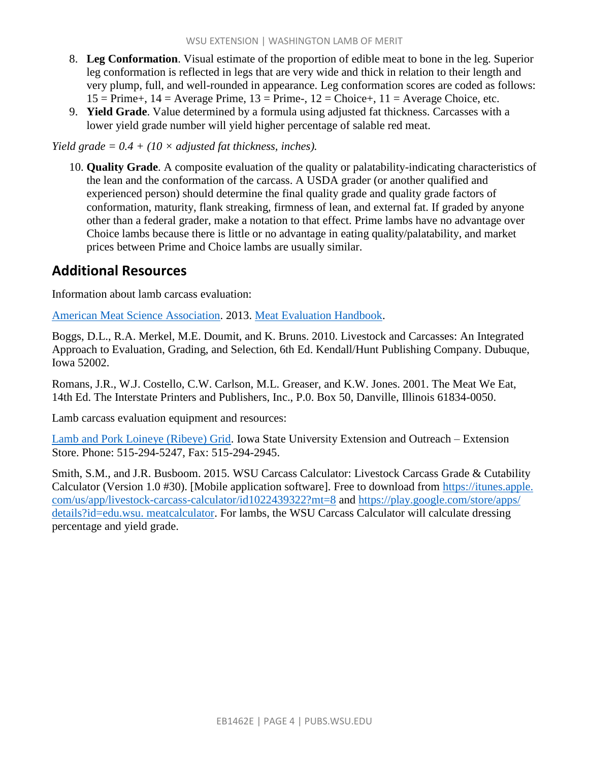8. **Leg Conformation**. Visual estimate of the proportion of edible meat to bone in the leg. Superior leg conformation is reflected in legs that are very wide and thick in relation to their length and very plump, full, and well-rounded in appearance. Leg conformation scores are coded as follows: 15 = Prime+, 14 = Average Prime, 13 = Prime-, 12 = Choice+, 11 = Average Choice, etc.
9. **Yield Grade**. Value determined by a formula using adjusted fat thickness. Carcasses with a lower yield grade number will yield higher percentage of salable red meat.

*Yield grade = 0.4 + (10 × adjusted fat thickness, inches).*

10. **Quality Grade**. A composite evaluation of the quality or palatability-indicating characteristics of the lean and the conformation of the carcass. A USDA grader (or another qualified and experienced person) should determine the final quality grade and quality grade factors of conformation, maturity, flank streaking, firmness of lean, and external fat. If graded by anyone other than a federal grader, make a notation to that effect. Prime lambs have no advantage over Choice lambs because there is little or no advantage in eating quality/palatability, and market prices between Prime and Choice lambs are usually similar.

## Additional Resources

Information about lamb carcass evaluation:

American Meat Science Association. 2013. Meat Evaluation Handbook.

Boggs, D.L., R.A. Merkel, M.E. Doumit, and K. Bruns. 2010. Livestock and Carcasses: An Integrated Approach to Evaluation, Grading, and Selection, 6th Ed. Kendall/Hunt Publishing Company. Dubuque, Iowa 52002.

Romans, J.R., W.J. Costello, C.W. Carlson, M.L. Greaser, and K.W. Jones. 2001. The Meat We Eat, 14th Ed. The Interstate Printers and Publishers, Inc., P.0. Box 50, Danville, Illinois 61834-0050.

Lamb carcass evaluation equipment and resources:

Lamb and Pork Loineye (Ribeye) Grid. Iowa State University Extension and Outreach – Extension Store. Phone: 515-294-5247, Fax: 515-294-2945.

Smith, S.M., and J.R. Busboom. 2015. WSU Carcass Calculator: Livestock Carcass Grade & Cutability Calculator (Version 1.0 #30). [Mobile application software]. Free to download from https://itunes.apple.com/us/app/livestock-carcass-calculator/id1022439322?mt=8 and https://play.google.com/store/apps/details?id=edu.wsu.meatcalculator. For lambs, the WSU Carcass Calculator will calculate dressing percentage and yield grade.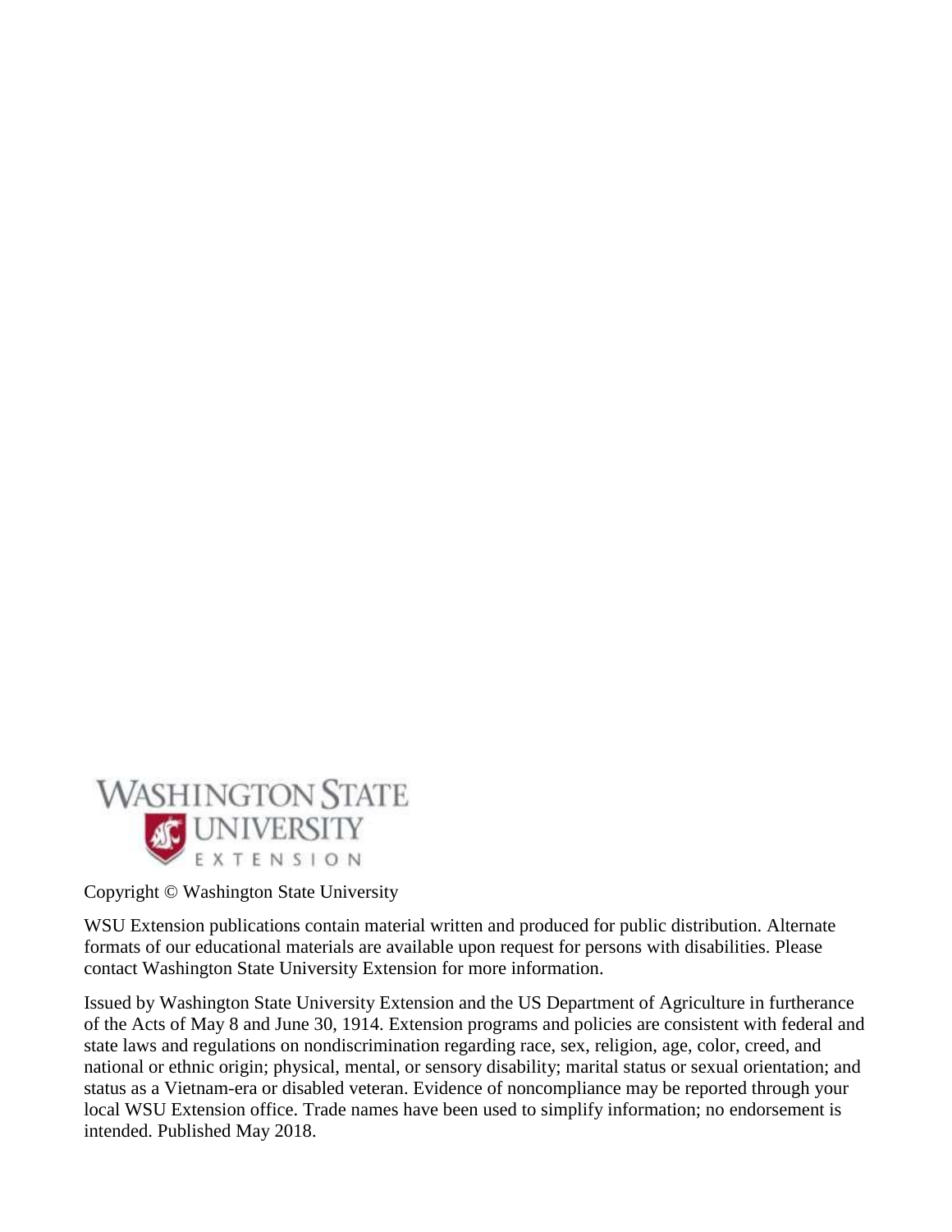WASHINGTON STATE UNIVERSITY EXTENSION

Copyright © Washington State University

WSU Extension publications contain material written and produced for public distribution. Alternate formats of our educational materials are available upon request for persons with disabilities. Please contact Washington State University Extension for more information.

Issued by Washington State University Extension and the US Department of Agriculture in furtherance of the Acts of May 8 and June 30, 1914. Extension programs and policies are consistent with federal and state laws and regulations on nondiscrimination regarding race, sex, religion, age, color, creed, and national or ethnic origin; physical, mental, or sensory disability; marital status or sexual orientation; and status as a Vietnam-era or disabled veteran. Evidence of noncompliance may be reported through your local WSU Extension office. Trade names have been used to simplify information; no endorsement is intended. Published May 2018.